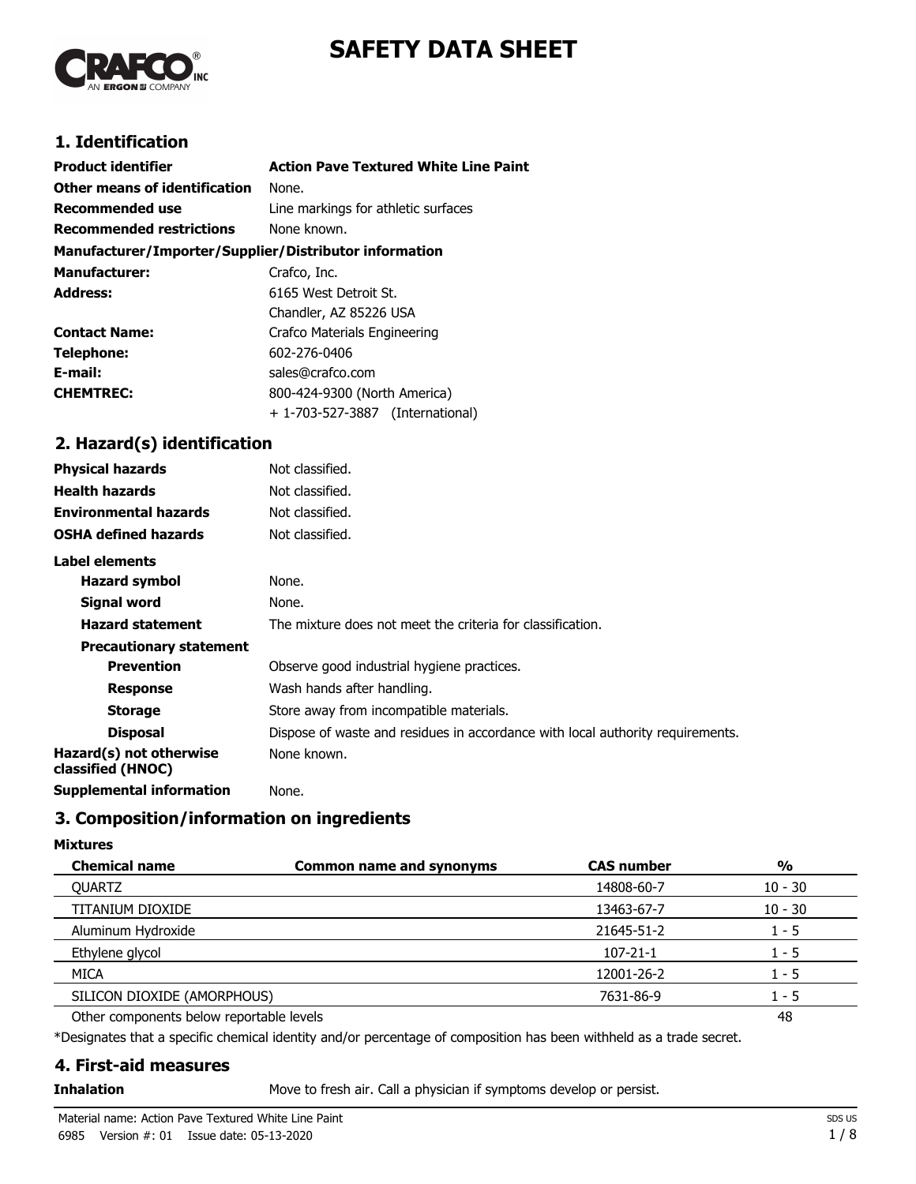# SAFETY DATA SHEET

## 1. Identification

| | |
|---|---|
| **Product identifier** | **Action Pave Textured White Line Paint** |
| **Other means of identification** | None. |
| **Recommended use** | Line markings for athletic surfaces |
| **Recommended restrictions** | None known. |

**Manufacturer/Importer/Supplier/Distributor information**

| | |
|---|---|
| **Manufacturer:** | Crafco, Inc. |
| **Address:** | 6165 West Detroit St.<br>Chandler, AZ 85226 USA |
| **Contact Name:** | Crafco Materials Engineering |
| **Telephone:** | 602-276-0406 |
| **E-mail:** | sales@crafco.com |
| **CHEMTREC:** | 800-424-9300 (North America)<br>+ 1-703-527-3887 (International) |

## 2. Hazard(s) identification

| | |
|---|---|
| **Physical hazards** | Not classified. |
| **Health hazards** | Not classified. |
| **Environmental hazards** | Not classified. |
| **OSHA defined hazards** | Not classified. |

**Label elements**

| | |
|---|---|
| **Hazard symbol** | None. |
| **Signal word** | None. |
| **Hazard statement** | The mixture does not meet the criteria for classification. |
| **Precautionary statement** | |
| **Prevention** | Observe good industrial hygiene practices. |
| **Response** | Wash hands after handling. |
| **Storage** | Store away from incompatible materials. |
| **Disposal** | Dispose of waste and residues in accordance with local authority requirements. |
| **Hazard(s) not otherwise classified (HNOC)** | None known. |
| **Supplemental information** | None. |

## 3. Composition/information on ingredients

**Mixtures**

| Chemical name | Common name and synonyms | CAS number | % |
|---|---|---|---|
| QUARTZ | | 14808-60-7 | 10 - 30 |
| TITANIUM DIOXIDE | | 13463-67-7 | 10 - 30 |
| Aluminum Hydroxide | | 21645-51-2 | 1 - 5 |
| Ethylene glycol | | 107-21-1 | 1 - 5 |
| MICA | | 12001-26-2 | 1 - 5 |
| SILICON DIOXIDE (AMORPHOUS) | | 7631-86-9 | 1 - 5 |
| Other components below reportable levels | | | 48 |

*Designates that a specific chemical identity and/or percentage of composition has been withheld as a trade secret.

## 4. First-aid measures

| | |
|---|---|
| **Inhalation** | Move to fresh air. Call a physician if symptoms develop or persist. |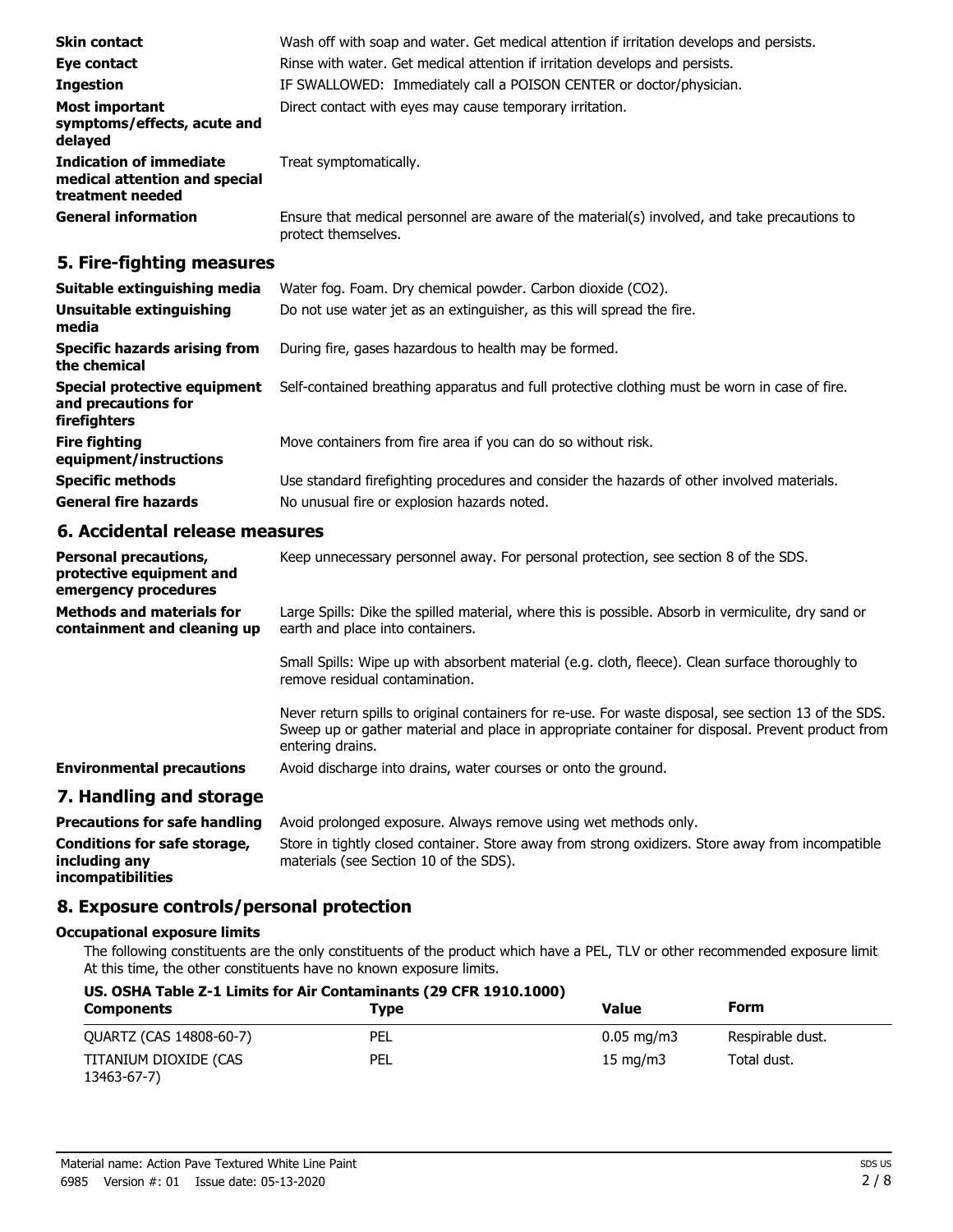**Skin contact** Wash off with soap and water. Get medical attention if irritation develops and persists.

**Eye contact** Rinse with water. Get medical attention if irritation develops and persists.

**Ingestion** IF SWALLOWED: Immediately call a POISON CENTER or doctor/physician.

**Most important symptoms/effects, acute and delayed** Direct contact with eyes may cause temporary irritation.

**Indication of immediate medical attention and special treatment needed** Treat symptomatically.

**General information** Ensure that medical personnel are aware of the material(s) involved, and take precautions to protect themselves.

## 5. Fire-fighting measures

**Suitable extinguishing media** Water fog. Foam. Dry chemical powder. Carbon dioxide ($CO_2$).

**Unsuitable extinguishing media** Do not use water jet as an extinguisher, as this will spread the fire.

**Specific hazards arising from the chemical** During fire, gases hazardous to health may be formed.

**Special protective equipment and precautions for firefighters** Self-contained breathing apparatus and full protective clothing must be worn in case of fire.

**Fire fighting equipment/instructions** Move containers from fire area if you can do so without risk.

**Specific methods** Use standard firefighting procedures and consider the hazards of other involved materials.

**General fire hazards** No unusual fire or explosion hazards noted.

## 6. Accidental release measures

**Personal precautions, protective equipment and emergency procedures** Keep unnecessary personnel away. For personal protection, see section 8 of the SDS.

**Methods and materials for containment and cleaning up** Large Spills: Dike the spilled material, where this is possible. Absorb in vermiculite, dry sand or earth and place into containers.

Small Spills: Wipe up with absorbent material (e.g. cloth, fleece). Clean surface thoroughly to remove residual contamination.

Never return spills to original containers for re-use. For waste disposal, see section 13 of the SDS. Sweep up or gather material and place in appropriate container for disposal. Prevent product from entering drains.

**Environmental precautions** Avoid discharge into drains, water courses or onto the ground.

## 7. Handling and storage

**Precautions for safe handling** Avoid prolonged exposure. Always remove using wet methods only.

**Conditions for safe storage, including any incompatibilities** Store in tightly closed container. Store away from strong oxidizers. Store away from incompatible materials (see Section 10 of the SDS).

## 8. Exposure controls/personal protection

**Occupational exposure limits**

The following constituents are the only constituents of the product which have a PEL, TLV or other recommended exposure limit. At this time, the other constituents have no known exposure limits.

**US. OSHA Table Z-1 Limits for Air Contaminants (29 CFR 1910.1000)**

| Components | Type | Value | Form |
|---|---|---|---|
| QUARTZ (CAS 14808-60-7) | PEL | 0.05 mg/m3 | Respirable dust. |
| TITANIUM DIOXIDE (CAS 13463-67-7) | PEL | 15 mg/m3 | Total dust. |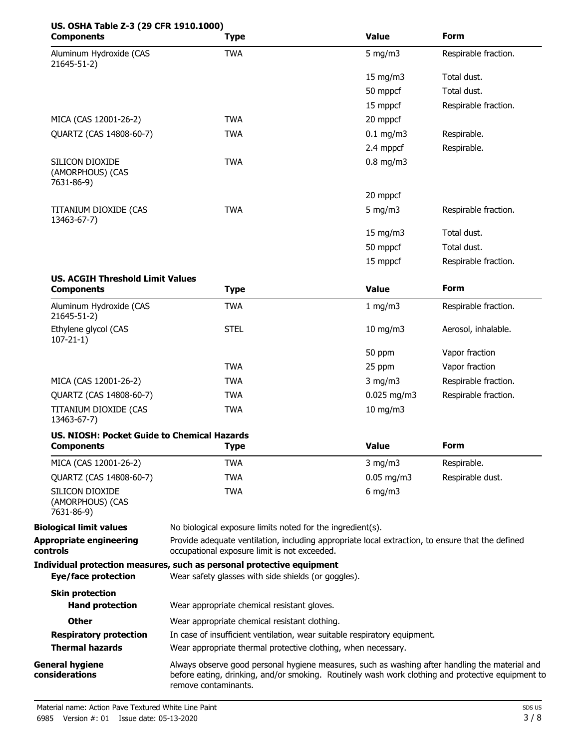**US. OSHA Table Z-3 (29 CFR 1910.1000)**

| Components | Type | Value | Form |
|---|---|---|---|
| Aluminum Hydroxide (CAS 21645-51-2) | TWA | 5 mg/m3 | Respirable fraction. |
| | | 15 mg/m3 | Total dust. |
| | | 50 mppcf | Total dust. |
| | | 15 mppcf | Respirable fraction. |
| MICA (CAS 12001-26-2) | TWA | 20 mppcf | |
| QUARTZ (CAS 14808-60-7) | TWA | 0.1 mg/m3 | Respirable. |
| | | 2.4 mppcf | Respirable. |
| SILICON DIOXIDE (AMORPHOUS) (CAS 7631-86-9) | TWA | 0.8 mg/m3 | |
| | | 20 mppcf | |
| TITANIUM DIOXIDE (CAS 13463-67-7) | TWA | 5 mg/m3 | Respirable fraction. |
| | | 15 mg/m3 | Total dust. |
| | | 50 mppcf | Total dust. |
| | | 15 mppcf | Respirable fraction. |

**US. ACGIH Threshold Limit Values**

| Components | Type | Value | Form |
|---|---|---|---|
| Aluminum Hydroxide (CAS 21645-51-2) | TWA | 1 mg/m3 | Respirable fraction. |
| Ethylene glycol (CAS 107-21-1) | STEL | 10 mg/m3 | Aerosol, inhalable. |
| | | 50 ppm | Vapor fraction |
| | TWA | 25 ppm | Vapor fraction |
| MICA (CAS 12001-26-2) | TWA | 3 mg/m3 | Respirable fraction. |
| QUARTZ (CAS 14808-60-7) | TWA | 0.025 mg/m3 | Respirable fraction. |
| TITANIUM DIOXIDE (CAS 13463-67-7) | TWA | 10 mg/m3 | |

**US. NIOSH: Pocket Guide to Chemical Hazards**

| Components | Type | Value | Form |
|---|---|---|---|
| MICA (CAS 12001-26-2) | TWA | 3 mg/m3 | Respirable. |
| QUARTZ (CAS 14808-60-7) | TWA | 0.05 mg/m3 | Respirable dust. |
| SILICON DIOXIDE (AMORPHOUS) (CAS 7631-86-9) | TWA | 6 mg/m3 | |

**Biological limit values** No biological exposure limits noted for the ingredient(s).

**Appropriate engineering controls** Provide adequate ventilation, including appropriate local extraction, to ensure that the defined occupational exposure limit is not exceeded.

**Individual protection measures, such as personal protective equipment**

**Eye/face protection** Wear safety glasses with side shields (or goggles).

**Skin protection**

**Hand protection** Wear appropriate chemical resistant gloves.

**Other** Wear appropriate chemical resistant clothing.

**Respiratory protection** In case of insufficient ventilation, wear suitable respiratory equipment.

**Thermal hazards** Wear appropriate thermal protective clothing, when necessary.

**General hygiene considerations** Always observe good personal hygiene measures, such as washing after handling the material and before eating, drinking, and/or smoking. Routinely wash work clothing and protective equipment to remove contaminants.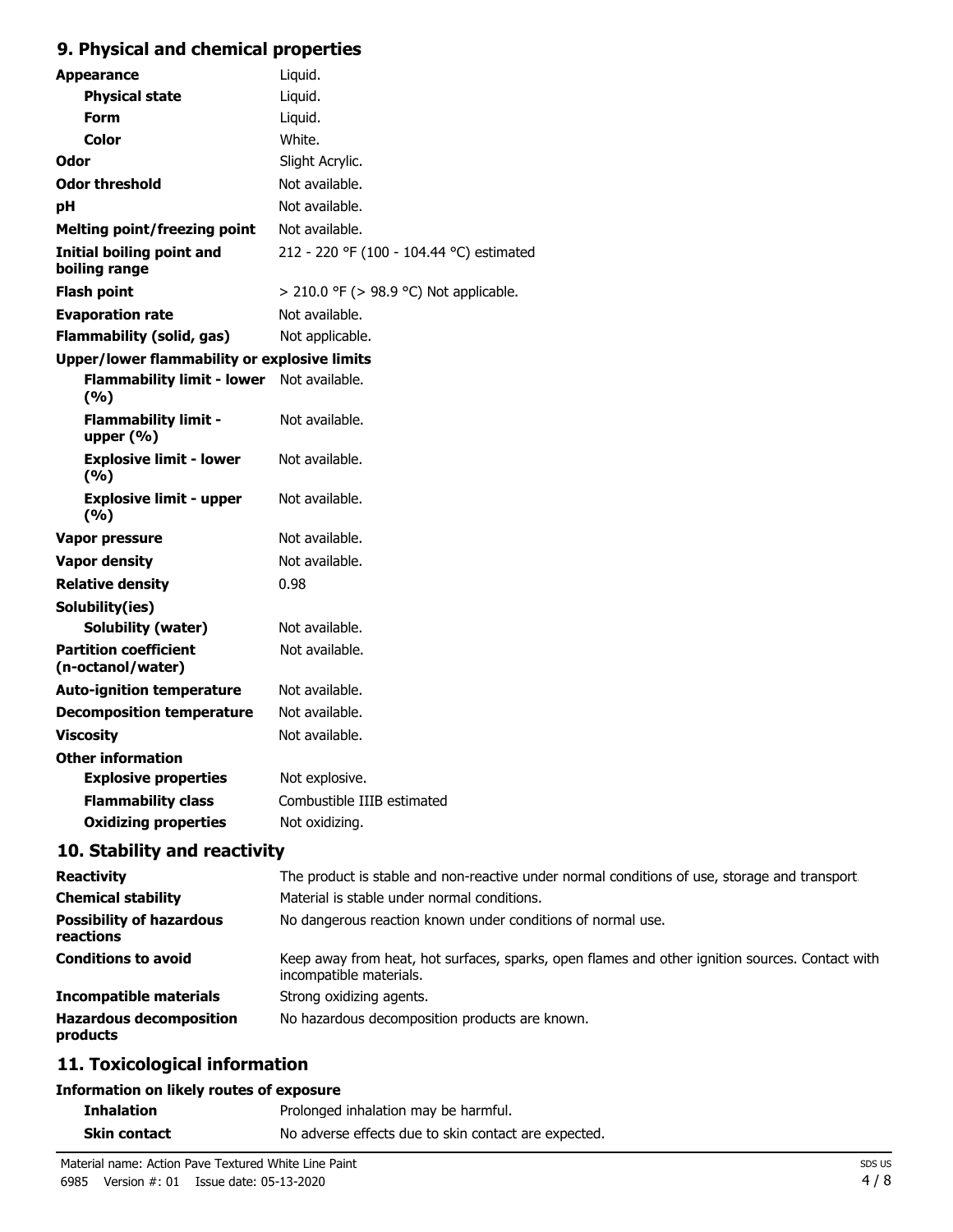## 9. Physical and chemical properties

| | |
|---|---|
| **Appearance** | Liquid. |
| **Physical state** | Liquid. |
| **Form** | Liquid. |
| **Color** | White. |
| **Odor** | Slight Acrylic. |
| **Odor threshold** | Not available. |
| **pH** | Not available. |
| **Melting point/freezing point** | Not available. |
| **Initial boiling point and boiling range** | 212 - 220 °F (100 - 104.44 °C) estimated |
| **Flash point** | > 210.0 °F (> 98.9 °C) Not applicable. |
| **Evaporation rate** | Not available. |
| **Flammability (solid, gas)** | Not applicable. |
| **Upper/lower flammability or explosive limits** | |
| **Flammability limit - lower (%)** | Not available. |
| **Flammability limit - upper (%)** | Not available. |
| **Explosive limit - lower (%)** | Not available. |
| **Explosive limit - upper (%)** | Not available. |
| **Vapor pressure** | Not available. |
| **Vapor density** | Not available. |
| **Relative density** | 0.98 |
| **Solubility(ies)** | |
| **Solubility (water)** | Not available. |
| **Partition coefficient (n-octanol/water)** | Not available. |
| **Auto-ignition temperature** | Not available. |
| **Decomposition temperature** | Not available. |
| **Viscosity** | Not available. |
| **Other information** | |
| **Explosive properties** | Not explosive. |
| **Flammability class** | Combustible IIIB estimated |
| **Oxidizing properties** | Not oxidizing. |

## 10. Stability and reactivity

| | |
|---|---|
| **Reactivity** | The product is stable and non-reactive under normal conditions of use, storage and transport. |
| **Chemical stability** | Material is stable under normal conditions. |
| **Possibility of hazardous reactions** | No dangerous reaction known under conditions of normal use. |
| **Conditions to avoid** | Keep away from heat, hot surfaces, sparks, open flames and other ignition sources. Contact with incompatible materials. |
| **Incompatible materials** | Strong oxidizing agents. |
| **Hazardous decomposition products** | No hazardous decomposition products are known. |

## 11. Toxicological information

### Information on likely routes of exposure

| | |
|---|---|
| **Inhalation** | Prolonged inhalation may be harmful. |
| **Skin contact** | No adverse effects due to skin contact are expected. |

Material name: Action Pave Textured White Line Paint
6985 Version #: 01 Issue date: 05-13-2020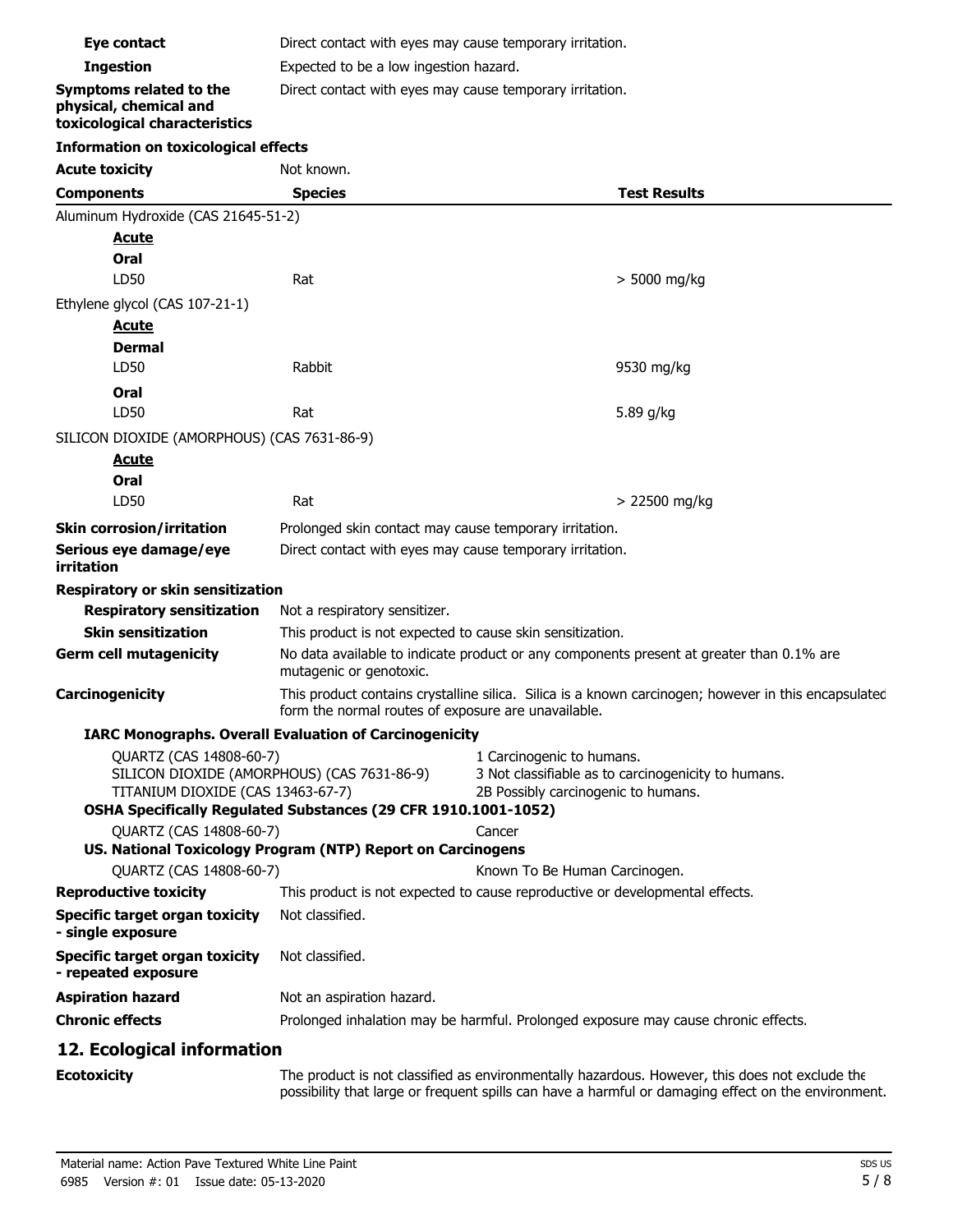| | |
|---|---|
| **Eye contact** | Direct contact with eyes may cause temporary irritation. |
| **Ingestion** | Expected to be a low ingestion hazard. |
| **Symptoms related to the physical, chemical and toxicological characteristics** | Direct contact with eyes may cause temporary irritation. |

**Information on toxicological effects**

**Acute toxicity** Not known.

| Components | Species | Test Results |
|---|---|---|
| Aluminum Hydroxide (CAS 21645-51-2) | | |
| ***Acute*** | | |
| **Oral** | | |
| LD50 | Rat | > 5000 mg/kg |
| Ethylene glycol (CAS 107-21-1) | | |
| ***Acute*** | | |
| **Dermal** | | |
| LD50 | Rabbit | 9530 mg/kg |
| **Oral** | | |
| LD50 | Rat | 5.89 g/kg |
| SILICON DIOXIDE (AMORPHOUS) (CAS 7631-86-9) | | |
| ***Acute*** | | |
| **Oral** | | |
| LD50 | Rat | > 22500 mg/kg |

| | |
|---|---|
| **Skin corrosion/irritation** | Prolonged skin contact may cause temporary irritation. |
| **Serious eye damage/eye irritation** | Direct contact with eyes may cause temporary irritation. |

**Respiratory or skin sensitization**

| | |
|---|---|
| **Respiratory sensitization** | Not a respiratory sensitizer. |
| **Skin sensitization** | This product is not expected to cause skin sensitization. |
| **Germ cell mutagenicity** | No data available to indicate product or any components present at greater than 0.1% are mutagenic or genotoxic. |
| **Carcinogenicity** | This product contains crystalline silica. Silica is a known carcinogen; however in this encapsulated form the normal routes of exposure are unavailable. |

**IARC Monographs. Overall Evaluation of Carcinogenicity**

| | |
|---|---|
| QUARTZ (CAS 14808-60-7) | 1 Carcinogenic to humans. |
| SILICON DIOXIDE (AMORPHOUS) (CAS 7631-86-9) | 3 Not classifiable as to carcinogenicity to humans. |
| TITANIUM DIOXIDE (CAS 13463-67-7) | 2B Possibly carcinogenic to humans. |

**OSHA Specifically Regulated Substances (29 CFR 1910.1001-1052)**

| | |
|---|---|
| QUARTZ (CAS 14808-60-7) | Cancer |

**US. National Toxicology Program (NTP) Report on Carcinogens**

| | |
|---|---|
| QUARTZ (CAS 14808-60-7) | Known To Be Human Carcinogen. |

| | |
|---|---|
| **Reproductive toxicity** | This product is not expected to cause reproductive or developmental effects. |
| **Specific target organ toxicity - single exposure** | Not classified. |
| **Specific target organ toxicity - repeated exposure** | Not classified. |
| **Aspiration hazard** | Not an aspiration hazard. |
| **Chronic effects** | Prolonged inhalation may be harmful. Prolonged exposure may cause chronic effects. |

## 12. Ecological information

**Ecotoxicity** The product is not classified as environmentally hazardous. However, this does not exclude the possibility that large or frequent spills can have a harmful or damaging effect on the environment.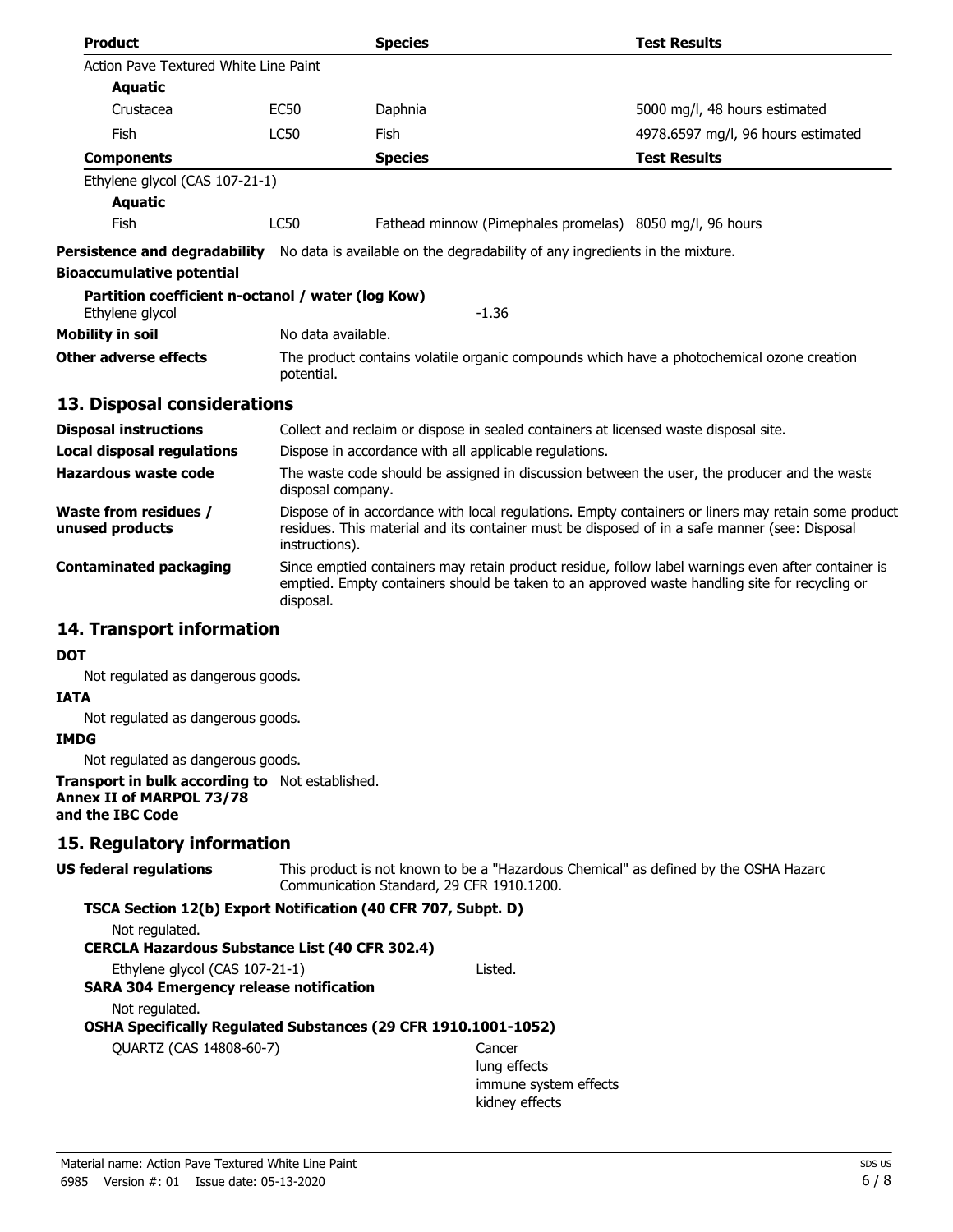| Product | | Species | Test Results |
|---|---|---|---|
| Action Pave Textured White Line Paint | | | |
| **Aquatic** | | | |
| Crustacea | EC50 | Daphnia | 5000 mg/l, 48 hours estimated |
| Fish | LC50 | Fish | 4978.6597 mg/l, 96 hours estimated |

| Components | | Species | Test Results |
|---|---|---|---|
| Ethylene glycol (CAS 107-21-1) | | | |
| **Aquatic** | | | |
| Fish | LC50 | Fathead minnow (Pimephales promelas) | 8050 mg/l, 96 hours |

**Persistence and degradability** No data is available on the degradability of any ingredients in the mixture.

**Bioaccumulative potential**

**Partition coefficient n-octanol / water (log Kow)**

Ethylene glycol -1.36

**Mobility in soil** No data available.

**Other adverse effects** The product contains volatile organic compounds which have a photochemical ozone creation potential.

## 13. Disposal considerations

**Disposal instructions** Collect and reclaim or dispose in sealed containers at licensed waste disposal site.

**Local disposal regulations** Dispose in accordance with all applicable regulations.

**Hazardous waste code** The waste code should be assigned in discussion between the user, the producer and the waste disposal company.

**Waste from residues / unused products** Dispose of in accordance with local regulations. Empty containers or liners may retain some product residues. This material and its container must be disposed of in a safe manner (see: Disposal instructions).

**Contaminated packaging** Since emptied containers may retain product residue, follow label warnings even after container is emptied. Empty containers should be taken to an approved waste handling site for recycling or disposal.

## 14. Transport information

**DOT**

Not regulated as dangerous goods.

**IATA**

Not regulated as dangerous goods.

**IMDG**

Not regulated as dangerous goods.

**Transport in bulk according to Annex II of MARPOL 73/78 and the IBC Code** Not established.

## 15. Regulatory information

**US federal regulations** This product is not known to be a "Hazardous Chemical" as defined by the OSHA Hazard Communication Standard, 29 CFR 1910.1200.

**TSCA Section 12(b) Export Notification (40 CFR 707, Subpt. D)**

Not regulated.

**CERCLA Hazardous Substance List (40 CFR 302.4)**

Ethylene glycol (CAS 107-21-1) Listed.

**SARA 304 Emergency release notification**

Not regulated.

**OSHA Specifically Regulated Substances (29 CFR 1910.1001-1052)**

QUARTZ (CAS 14808-60-7) Cancer
lung effects
immune system effects
kidney effects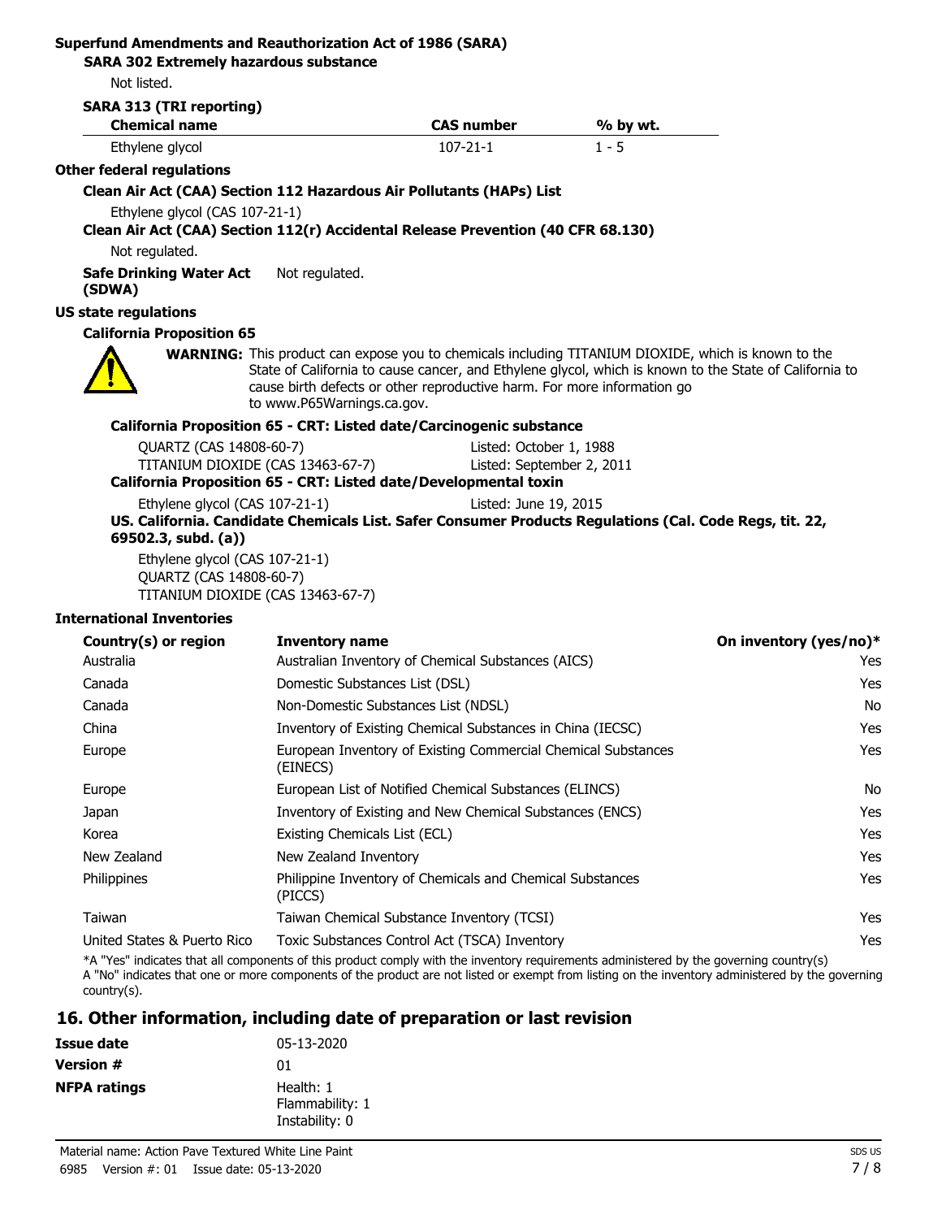**Superfund Amendments and Reauthorization Act of 1986 (SARA)**

**SARA 302 Extremely hazardous substance**

Not listed.

**SARA 313 (TRI reporting)**

| Chemical name | CAS number | % by wt. |
| --- | --- | --- |
| Ethylene glycol | 107-21-1 | 1 - 5 |

**Other federal regulations**

**Clean Air Act (CAA) Section 112 Hazardous Air Pollutants (HAPs) List**

Ethylene glycol (CAS 107-21-1)

**Clean Air Act (CAA) Section 112(r) Accidental Release Prevention (40 CFR 68.130)**

Not regulated.

**Safe Drinking Water Act (SDWA)** Not regulated.

**US state regulations**

**California Proposition 65**

**WARNING:** This product can expose you to chemicals including TITANIUM DIOXIDE, which is known to the State of California to cause cancer, and Ethylene glycol, which is known to the State of California to cause birth defects or other reproductive harm. For more information go to www.P65Warnings.ca.gov.

**California Proposition 65 - CRT: Listed date/Carcinogenic substance**

QUARTZ (CAS 14808-60-7) Listed: October 1, 1988
TITANIUM DIOXIDE (CAS 13463-67-7) Listed: September 2, 2011

**California Proposition 65 - CRT: Listed date/Developmental toxin**

Ethylene glycol (CAS 107-21-1) Listed: June 19, 2015

**US. California. Candidate Chemicals List. Safer Consumer Products Regulations (Cal. Code Regs, tit. 22, 69502.3, subd. (a))**

Ethylene glycol (CAS 107-21-1)
QUARTZ (CAS 14808-60-7)
TITANIUM DIOXIDE (CAS 13463-67-7)

**International Inventories**

| Country(s) or region | Inventory name | On inventory (yes/no)* |
| --- | --- | --- |
| Australia | Australian Inventory of Chemical Substances (AICS) | Yes |
| Canada | Domestic Substances List (DSL) | Yes |
| Canada | Non-Domestic Substances List (NDSL) | No |
| China | Inventory of Existing Chemical Substances in China (IECSC) | Yes |
| Europe | European Inventory of Existing Commercial Chemical Substances (EINECS) | Yes |
| Europe | European List of Notified Chemical Substances (ELINCS) | No |
| Japan | Inventory of Existing and New Chemical Substances (ENCS) | Yes |
| Korea | Existing Chemicals List (ECL) | Yes |
| New Zealand | New Zealand Inventory | Yes |
| Philippines | Philippine Inventory of Chemicals and Chemical Substances (PICCS) | Yes |
| Taiwan | Taiwan Chemical Substance Inventory (TCSI) | Yes |
| United States & Puerto Rico | Toxic Substances Control Act (TSCA) Inventory | Yes |

*A "Yes" indicates that all components of this product comply with the inventory requirements administered by the governing country(s)
A "No" indicates that one or more components of the product are not listed or exempt from listing on the inventory administered by the governing country(s).

## 16. Other information, including date of preparation or last revision

**Issue date** 05-13-2020

**Version #** 01

**NFPA ratings**
Health: 1
Flammability: 1
Instability: 0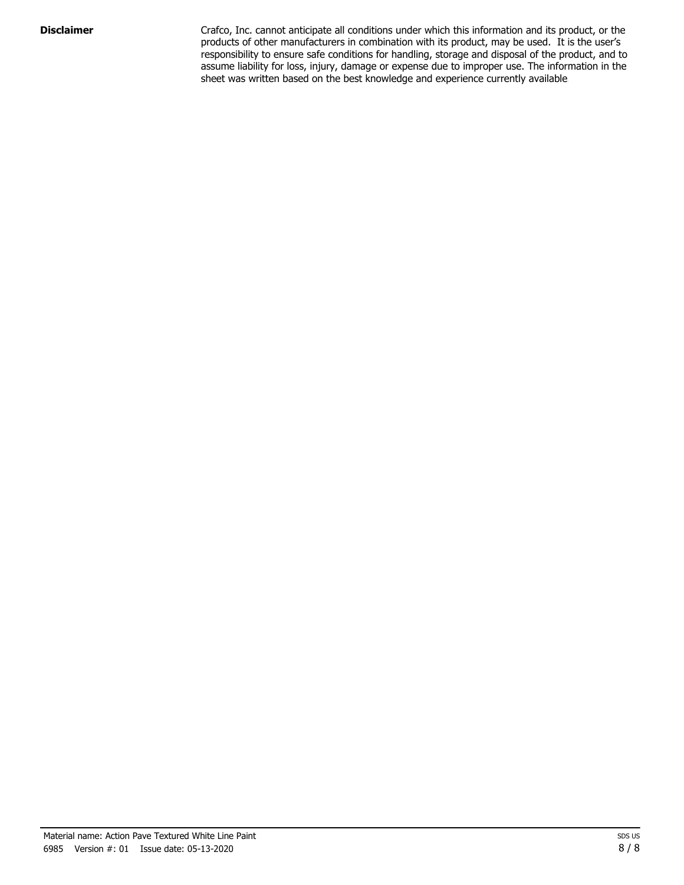**Disclaimer**

Crafco, Inc. cannot anticipate all conditions under which this information and its product, or the products of other manufacturers in combination with its product, may be used. It is the user's responsibility to ensure safe conditions for handling, storage and disposal of the product, and to assume liability for loss, injury, damage or expense due to improper use. The information in the sheet was written based on the best knowledge and experience currently available